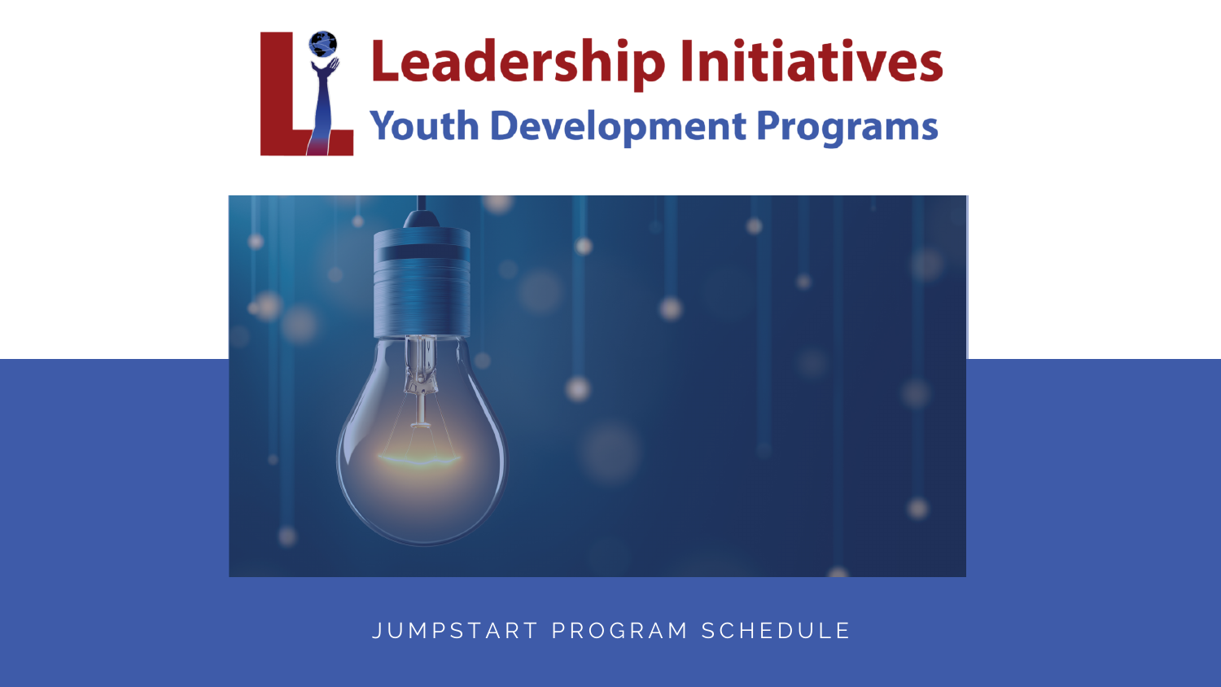# Leadership Initiatives

## Youth Development Programs

JUMPSTART PROGRAM SCHEDULE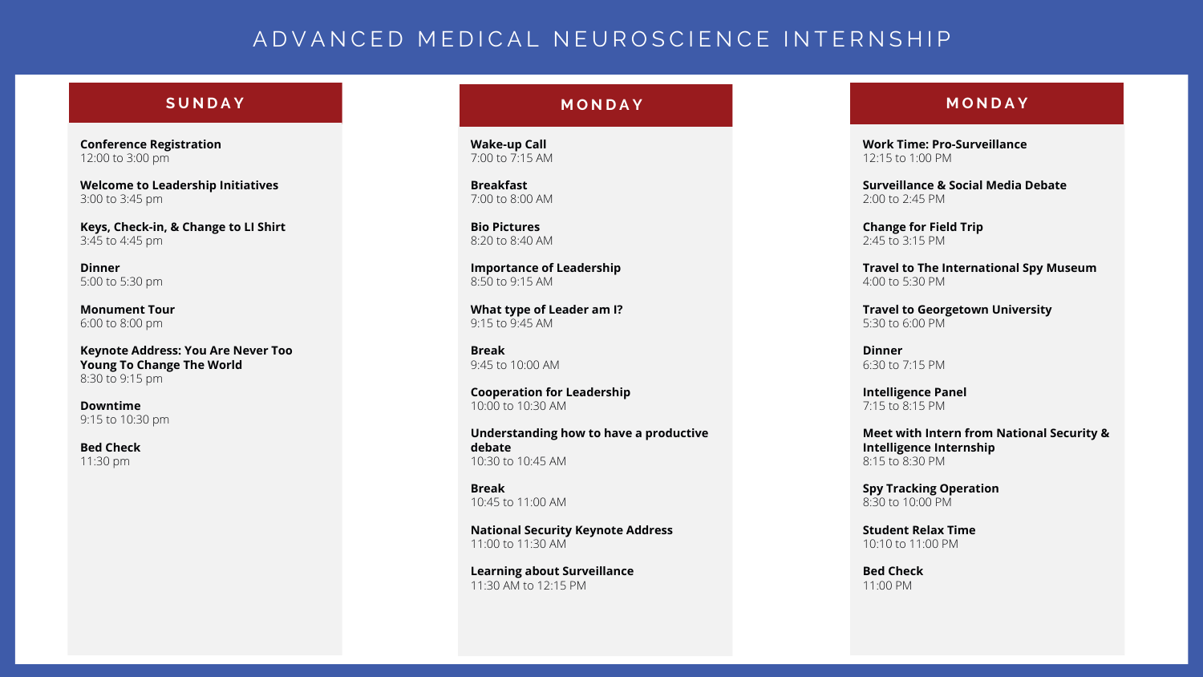# ADVANCED MEDICAL NEUROSCIENCE INTERNSHIP

## SUNDAY

**Conference Registration**
12:00 to 3:00 pm

**Welcome to Leadership Initiatives**
3:00 to 3:45 pm

**Keys, Check-in, & Change to LI Shirt**
3:45 to 4:45 pm

**Dinner**
5:00 to 5:30 pm

**Monument Tour**
6:00 to 8:00 pm

**Keynote Address: You Are Never Too Young To Change The World**
8:30 to 9:15 pm

**Downtime**
9:15 to 10:30 pm

**Bed Check**
11:30 pm

## MONDAY

**Wake-up Call**
7:00 to 7:15 AM

**Breakfast**
7:00 to 8:00 AM

**Bio Pictures**
8:20 to 8:40 AM

**Importance of Leadership**
8:50 to 9:15 AM

**What type of Leader am I?**
9:15 to 9:45 AM

**Break**
9:45 to 10:00 AM

**Cooperation for Leadership**
10:00 to 10:30 AM

**Understanding how to have a productive debate**
10:30 to 10:45 AM

**Break**
10:45 to 11:00 AM

**National Security Keynote Address**
11:00 to 11:30 AM

**Learning about Surveillance**
11:30 AM to 12:15 PM

## MONDAY

**Work Time: Pro-Surveillance**
12:15 to 1:00 PM

**Surveillance & Social Media Debate**
2:00 to 2:45 PM

**Change for Field Trip**
2:45 to 3:15 PM

**Travel to The International Spy Museum**
4:00 to 5:30 PM

**Travel to Georgetown University**
5:30 to 6:00 PM

**Dinner**
6:30 to 7:15 PM

**Intelligence Panel**
7:15 to 8:15 PM

**Meet with Intern from National Security & Intelligence Internship**
8:15 to 8:30 PM

**Spy Tracking Operation**
8:30 to 10:00 PM

**Student Relax Time**
10:10 to 11:00 PM

**Bed Check**
11:00 PM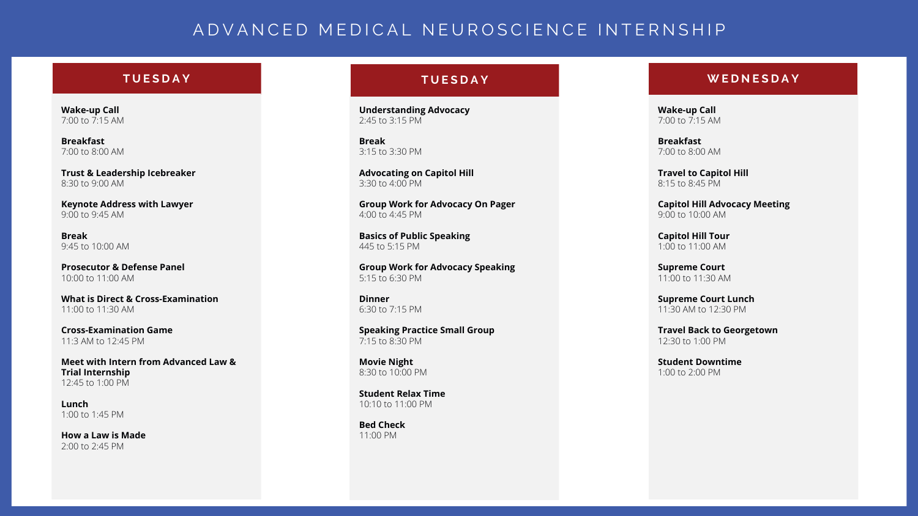# ADVANCED MEDICAL NEUROSCIENCE INTERNSHIP

## TUESDAY

**Wake-up Call**
7:00 to 7:15 AM

**Breakfast**
7:00 to 8:00 AM

**Trust & Leadership Icebreaker**
8:30 to 9:00 AM

**Keynote Address with Lawyer**
9:00 to 9:45 AM

**Break**
9:45 to 10:00 AM

**Prosecutor & Defense Panel**
10:00 to 11:00 AM

**What is Direct & Cross-Examination**
11:00 to 11:30 AM

**Cross-Examination Game**
11:3 AM to 12:45 PM

**Meet with Intern from Advanced Law & Trial Internship**
12:45 to 1:00 PM

**Lunch**
1:00 to 1:45 PM

**How a Law is Made**
2:00 to 2:45 PM

## TUESDAY

**Understanding Advocacy**
2:45 to 3:15 PM

**Break**
3:15 to 3:30 PM

**Advocating on Capitol Hill**
3:30 to 4:00 PM

**Group Work for Advocacy On Pager**
4:00 to 4:45 PM

**Basics of Public Speaking**
445 to 5:15 PM

**Group Work for Advocacy Speaking**
5:15 to 6:30 PM

**Dinner**
6:30 to 7:15 PM

**Speaking Practice Small Group**
7:15 to 8:30 PM

**Movie Night**
8:30 to 10:00 PM

**Student Relax Time**
10:10 to 11:00 PM

**Bed Check**
11:00 PM

## WEDNESDAY

**Wake-up Call**
7:00 to 7:15 AM

**Breakfast**
7:00 to 8:00 AM

**Travel to Capitol Hill**
8:15 to 8:45 PM

**Capitol Hill Advocacy Meeting**
9:00 to 10:00 AM

**Capitol Hill Tour**
1:00 to 11:00 AM

**Supreme Court**
11:00 to 11:30 AM

**Supreme Court Lunch**
11:30 AM to 12:30 PM

**Travel Back to Georgetown**
12:30 to 1:00 PM

**Student Downtime**
1:00 to 2:00 PM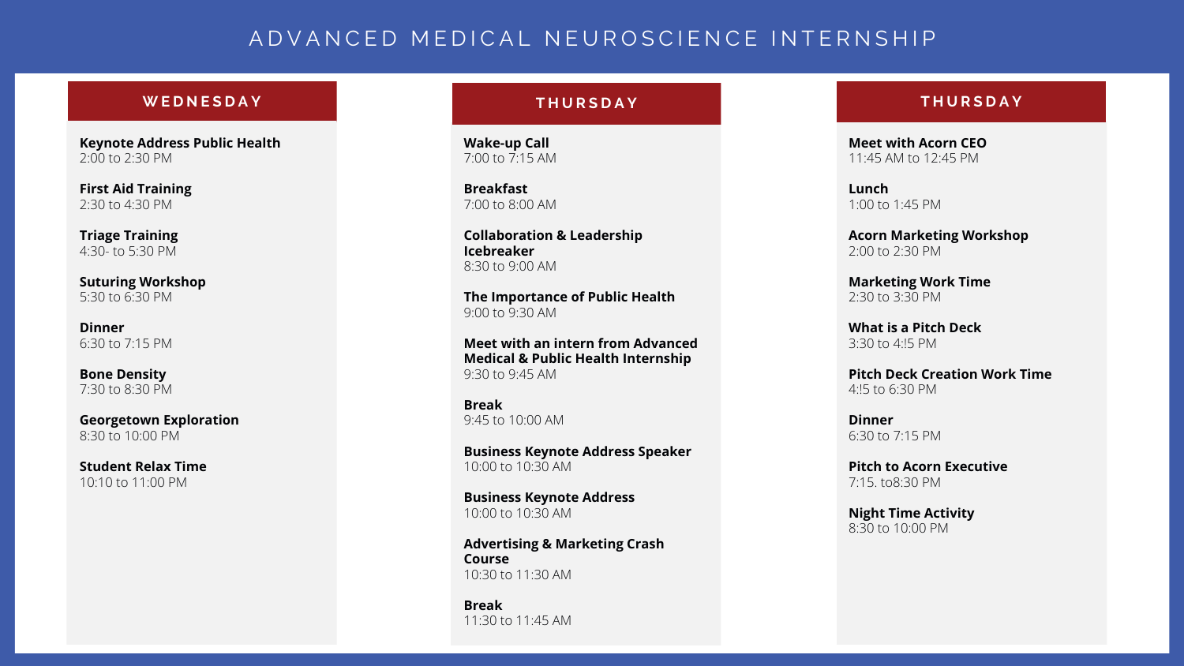# ADVANCED MEDICAL NEUROSCIENCE INTERNSHIP

## WEDNESDAY

**Keynote Address Public Health**
2:00 to 2:30 PM

**First Aid Training**
2:30 to 4:30 PM

**Triage Training**
4:30- to 5:30 PM

**Suturing Workshop**
5:30 to 6:30 PM

**Dinner**
6:30 to 7:15 PM

**Bone Density**
7:30 to 8:30 PM

**Georgetown Exploration**
8:30 to 10:00 PM

**Student Relax Time**
10:10 to 11:00 PM

## THURSDAY

**Wake-up Call**
7:00 to 7:15 AM

**Breakfast**
7:00 to 8:00 AM

**Collaboration & Leadership Icebreaker**
8:30 to 9:00 AM

**The Importance of Public Health**
9:00 to 9:30 AM

**Meet with an intern from Advanced Medical & Public Health Internship**
9:30 to 9:45 AM

**Break**
9:45 to 10:00 AM

**Business Keynote Address Speaker**
10:00 to 10:30 AM

**Business Keynote Address**
10:00 to 10:30 AM

**Advertising & Marketing Crash Course**
10:30 to 11:30 AM

**Break**
11:30 to 11:45 AM

## THURSDAY

**Meet with Acorn CEO**
11:45 AM to 12:45 PM

**Lunch**
1:00 to 1:45 PM

**Acorn Marketing Workshop**
2:00 to 2:30 PM

**Marketing Work Time**
2:30 to 3:30 PM

**What is a Pitch Deck**
3:30 to 4:!5 PM

**Pitch Deck Creation Work Time**
4:!5 to 6:30 PM

**Dinner**
6:30 to 7:15 PM

**Pitch to Acorn Executive**
7:15. to8:30 PM

**Night Time Activity**
8:30 to 10:00 PM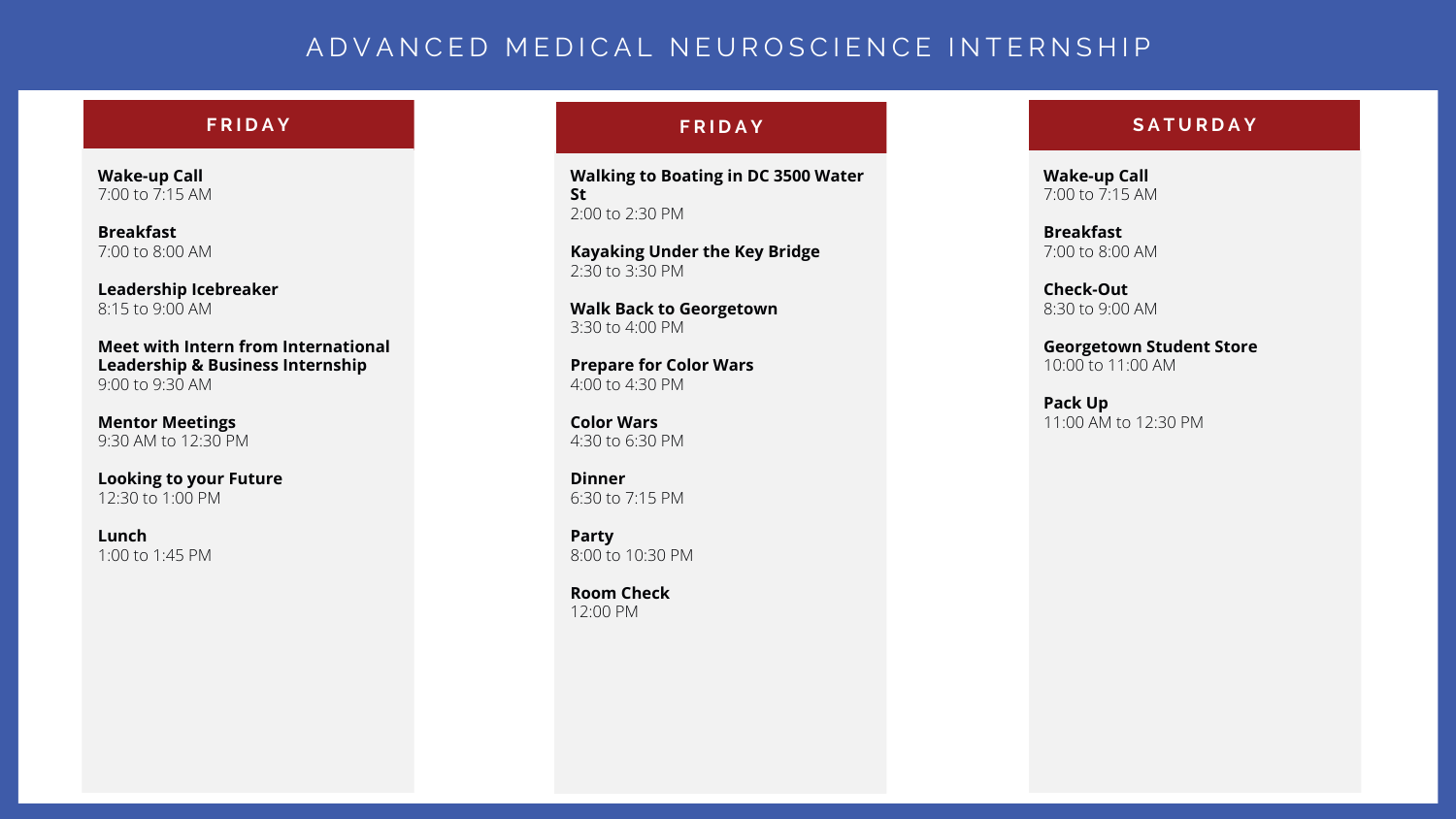# ADVANCED MEDICAL NEUROSCIENCE INTERNSHIP

## FRIDAY

**Wake-up Call**
7:00 to 7:15 AM

**Breakfast**
7:00 to 8:00 AM

**Leadership Icebreaker**
8:15 to 9:00 AM

**Meet with Intern from International Leadership & Business Internship**
9:00 to 9:30 AM

**Mentor Meetings**
9:30 AM to 12:30 PM

**Looking to your Future**
12:30 to 1:00 PM

**Lunch**
1:00 to 1:45 PM

## FRIDAY

**Walking to Boating in DC 3500 Water St**
2:00 to 2:30 PM

**Kayaking Under the Key Bridge**
2:30 to 3:30 PM

**Walk Back to Georgetown**
3:30 to 4:00 PM

**Prepare for Color Wars**
4:00 to 4:30 PM

**Color Wars**
4:30 to 6:30 PM

**Dinner**
6:30 to 7:15 PM

**Party**
8:00 to 10:30 PM

**Room Check**
12:00 PM

## SATURDAY

**Wake-up Call**
7:00 to 7:15 AM

**Breakfast**
7:00 to 8:00 AM

**Check-Out**
8:30 to 9:00 AM

**Georgetown Student Store**
10:00 to 11:00 AM

**Pack Up**
11:00 AM to 12:30 PM